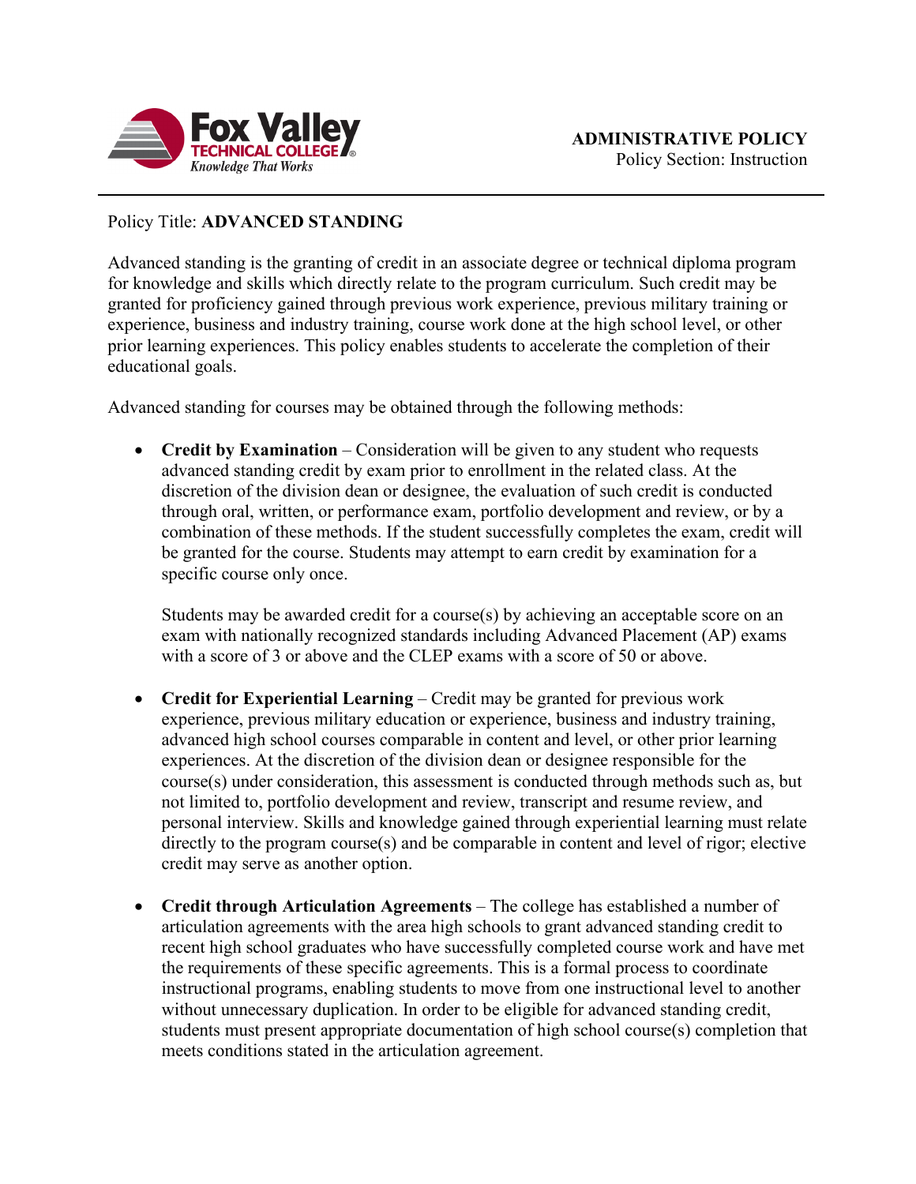**ADMINISTRATIVE POLICY**
Policy Section: Instruction

Policy Title: **ADVANCED STANDING**

Advanced standing is the granting of credit in an associate degree or technical diploma program for knowledge and skills which directly relate to the program curriculum. Such credit may be granted for proficiency gained through previous work experience, previous military training or experience, business and industry training, course work done at the high school level, or other prior learning experiences. This policy enables students to accelerate the completion of their educational goals.

Advanced standing for courses may be obtained through the following methods:

- **Credit by Examination** – Consideration will be given to any student who requests advanced standing credit by exam prior to enrollment in the related class. At the discretion of the division dean or designee, the evaluation of such credit is conducted through oral, written, or performance exam, portfolio development and review, or by a combination of these methods. If the student successfully completes the exam, credit will be granted for the course. Students may attempt to earn credit by examination for a specific course only once.

  Students may be awarded credit for a course(s) by achieving an acceptable score on an exam with nationally recognized standards including Advanced Placement (AP) exams with a score of 3 or above and the CLEP exams with a score of 50 or above.

- **Credit for Experiential Learning** – Credit may be granted for previous work experience, previous military education or experience, business and industry training, advanced high school courses comparable in content and level, or other prior learning experiences. At the discretion of the division dean or designee responsible for the course(s) under consideration, this assessment is conducted through methods such as, but not limited to, portfolio development and review, transcript and resume review, and personal interview. Skills and knowledge gained through experiential learning must relate directly to the program course(s) and be comparable in content and level of rigor; elective credit may serve as another option.

- **Credit through Articulation Agreements** – The college has established a number of articulation agreements with the area high schools to grant advanced standing credit to recent high school graduates who have successfully completed course work and have met the requirements of these specific agreements. This is a formal process to coordinate instructional programs, enabling students to move from one instructional level to another without unnecessary duplication. In order to be eligible for advanced standing credit, students must present appropriate documentation of high school course(s) completion that meets conditions stated in the articulation agreement.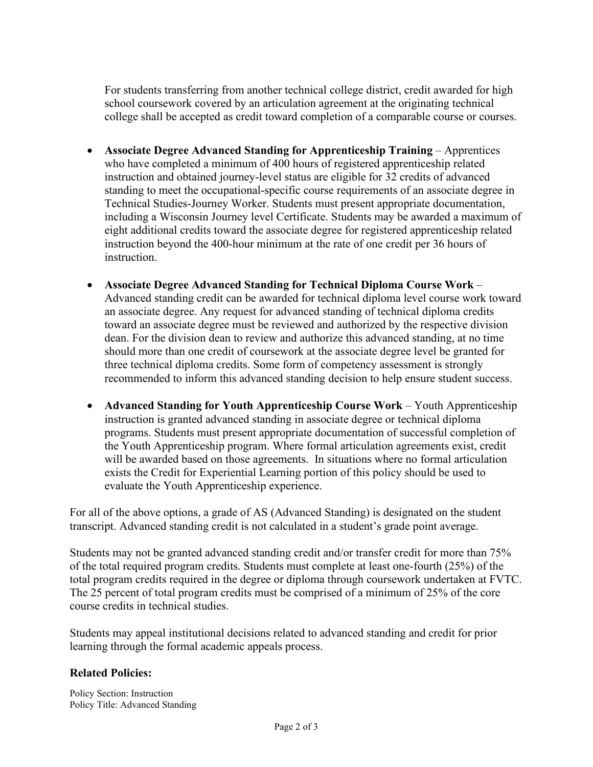For students transferring from another technical college district, credit awarded for high school coursework covered by an articulation agreement at the originating technical college shall be accepted as credit toward completion of a comparable course or courses.

- **Associate Degree Advanced Standing for Apprenticeship Training** – Apprentices who have completed a minimum of 400 hours of registered apprenticeship related instruction and obtained journey-level status are eligible for 32 credits of advanced standing to meet the occupational-specific course requirements of an associate degree in Technical Studies-Journey Worker. Students must present appropriate documentation, including a Wisconsin Journey level Certificate. Students may be awarded a maximum of eight additional credits toward the associate degree for registered apprenticeship related instruction beyond the 400-hour minimum at the rate of one credit per 36 hours of instruction.
- **Associate Degree Advanced Standing for Technical Diploma Course Work** – Advanced standing credit can be awarded for technical diploma level course work toward an associate degree. Any request for advanced standing of technical diploma credits toward an associate degree must be reviewed and authorized by the respective division dean. For the division dean to review and authorize this advanced standing, at no time should more than one credit of coursework at the associate degree level be granted for three technical diploma credits. Some form of competency assessment is strongly recommended to inform this advanced standing decision to help ensure student success.
- **Advanced Standing for Youth Apprenticeship Course Work** – Youth Apprenticeship instruction is granted advanced standing in associate degree or technical diploma programs. Students must present appropriate documentation of successful completion of the Youth Apprenticeship program. Where formal articulation agreements exist, credit will be awarded based on those agreements. In situations where no formal articulation exists the Credit for Experiential Learning portion of this policy should be used to evaluate the Youth Apprenticeship experience.

For all of the above options, a grade of AS (Advanced Standing) is designated on the student transcript. Advanced standing credit is not calculated in a student's grade point average.

Students may not be granted advanced standing credit and/or transfer credit for more than 75% of the total required program credits. Students must complete at least one-fourth (25%) of the total program credits required in the degree or diploma through coursework undertaken at FVTC. The 25 percent of total program credits must be comprised of a minimum of 25% of the core course credits in technical studies.

Students may appeal institutional decisions related to advanced standing and credit for prior learning through the formal academic appeals process.

### Related Policies: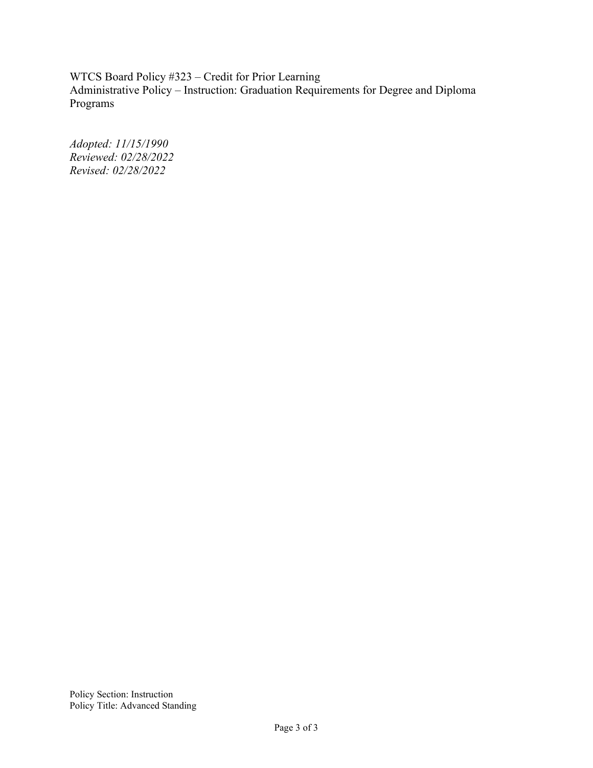WTCS Board Policy #323 – Credit for Prior Learning
Administrative Policy – Instruction: Graduation Requirements for Degree and Diploma Programs

*Adopted: 11/15/1990*
*Reviewed: 02/28/2022*
*Revised: 02/28/2022*

Policy Section: Instruction
Policy Title: Advanced Standing